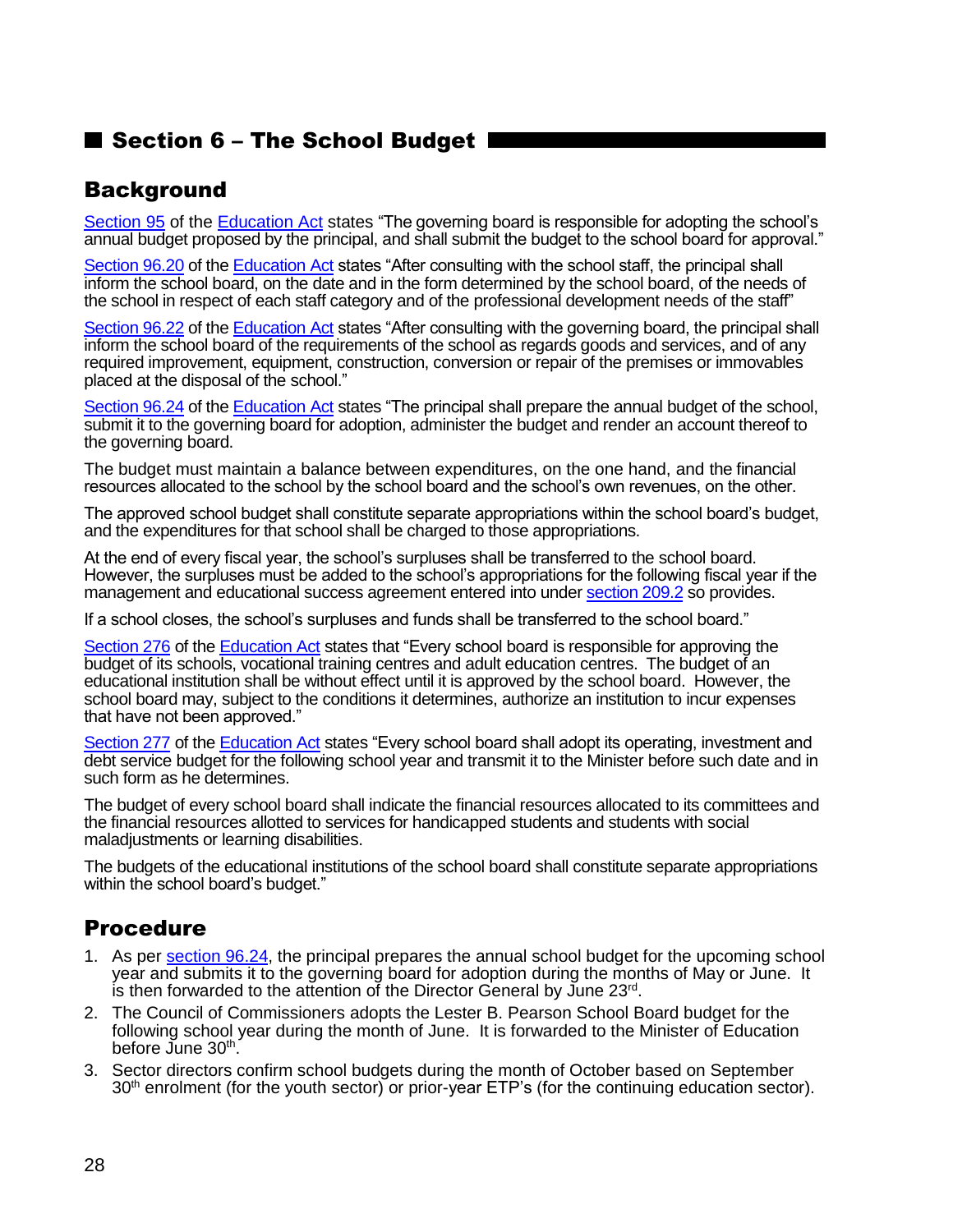## Section 6 – The School Budget

### Background

Section 95 of the Education Act states "The governing board is responsible for adopting the school's annual budget proposed by the principal, and shall submit the budget to the school board for approval."

Section 96.20 of the Education Act states "After consulting with the school staff, the principal shall inform the school board, on the date and in the form determined by the school board, of the needs of the school in respect of each staff category and of the professional development needs of the staff"

Section 96.22 of the Education Act states "After consulting with the governing board, the principal shall inform the school board of the requirements of the school as regards goods and services, and of any required improvement, equipment, construction, conversion or repair of the premises or immovables placed at the disposal of the school."

Section 96.24 of the Education Act states "The principal shall prepare the annual budget of the school, submit it to the governing board for adoption, administer the budget and render an account thereof to the governing board.

The budget must maintain a balance between expenditures, on the one hand, and the financial resources allocated to the school by the school board and the school's own revenues, on the other.

The approved school budget shall constitute separate appropriations within the school board's budget, and the expenditures for that school shall be charged to those appropriations.

At the end of every fiscal year, the school's surpluses shall be transferred to the school board. However, the surpluses must be added to the school's appropriations for the following fiscal year if the management and educational success agreement entered into under section 209.2 so provides.

If a school closes, the school's surpluses and funds shall be transferred to the school board."

Section 276 of the Education Act states that "Every school board is responsible for approving the budget of its schools, vocational training centres and adult education centres. The budget of an educational institution shall be without effect until it is approved by the school board. However, the school board may, subject to the conditions it determines, authorize an institution to incur expenses that have not been approved."

Section 277 of the Education Act states "Every school board shall adopt its operating, investment and debt service budget for the following school year and transmit it to the Minister before such date and in such form as he determines.

The budget of every school board shall indicate the financial resources allocated to its committees and the financial resources allotted to services for handicapped students and students with social maladjustments or learning disabilities.

The budgets of the educational institutions of the school board shall constitute separate appropriations within the school board's budget."

### Procedure

1. As per section 96.24, the principal prepares the annual school budget for the upcoming school year and submits it to the governing board for adoption during the months of May or June. It is then forwarded to the attention of the Director General by June 23rd.
2. The Council of Commissioners adopts the Lester B. Pearson School Board budget for the following school year during the month of June. It is forwarded to the Minister of Education before June 30th.
3. Sector directors confirm school budgets during the month of October based on September 30th enrolment (for the youth sector) or prior-year ETP's (for the continuing education sector).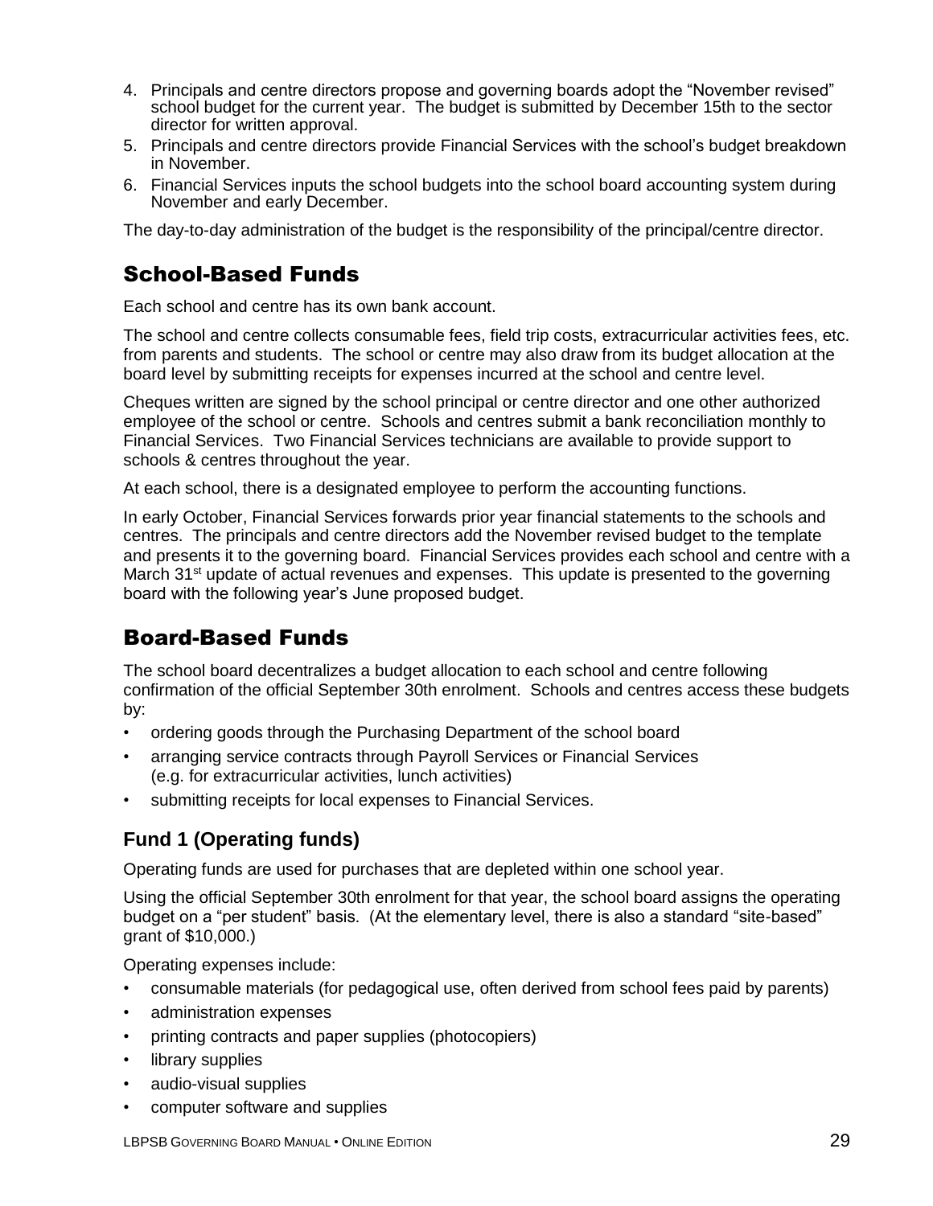4. Principals and centre directors propose and governing boards adopt the "November revised" school budget for the current year. The budget is submitted by December 15th to the sector director for written approval.
5. Principals and centre directors provide Financial Services with the school's budget breakdown in November.
6. Financial Services inputs the school budgets into the school board accounting system during November and early December.

The day-to-day administration of the budget is the responsibility of the principal/centre director.

## School-Based Funds

Each school and centre has its own bank account.

The school and centre collects consumable fees, field trip costs, extracurricular activities fees, etc. from parents and students. The school or centre may also draw from its budget allocation at the board level by submitting receipts for expenses incurred at the school and centre level.

Cheques written are signed by the school principal or centre director and one other authorized employee of the school or centre. Schools and centres submit a bank reconciliation monthly to Financial Services. Two Financial Services technicians are available to provide support to schools & centres throughout the year.

At each school, there is a designated employee to perform the accounting functions.

In early October, Financial Services forwards prior year financial statements to the schools and centres. The principals and centre directors add the November revised budget to the template and presents it to the governing board. Financial Services provides each school and centre with a March 31st update of actual revenues and expenses. This update is presented to the governing board with the following year's June proposed budget.

## Board-Based Funds

The school board decentralizes a budget allocation to each school and centre following confirmation of the official September 30th enrolment. Schools and centres access these budgets by:

- ordering goods through the Purchasing Department of the school board
- arranging service contracts through Payroll Services or Financial Services (e.g. for extracurricular activities, lunch activities)
- submitting receipts for local expenses to Financial Services.

### Fund 1 (Operating funds)

Operating funds are used for purchases that are depleted within one school year.

Using the official September 30th enrolment for that year, the school board assigns the operating budget on a "per student" basis. (At the elementary level, there is also a standard "site-based" grant of $10,000.)

Operating expenses include:

- consumable materials (for pedagogical use, often derived from school fees paid by parents)
- administration expenses
- printing contracts and paper supplies (photocopiers)
- library supplies
- audio-visual supplies
- computer software and supplies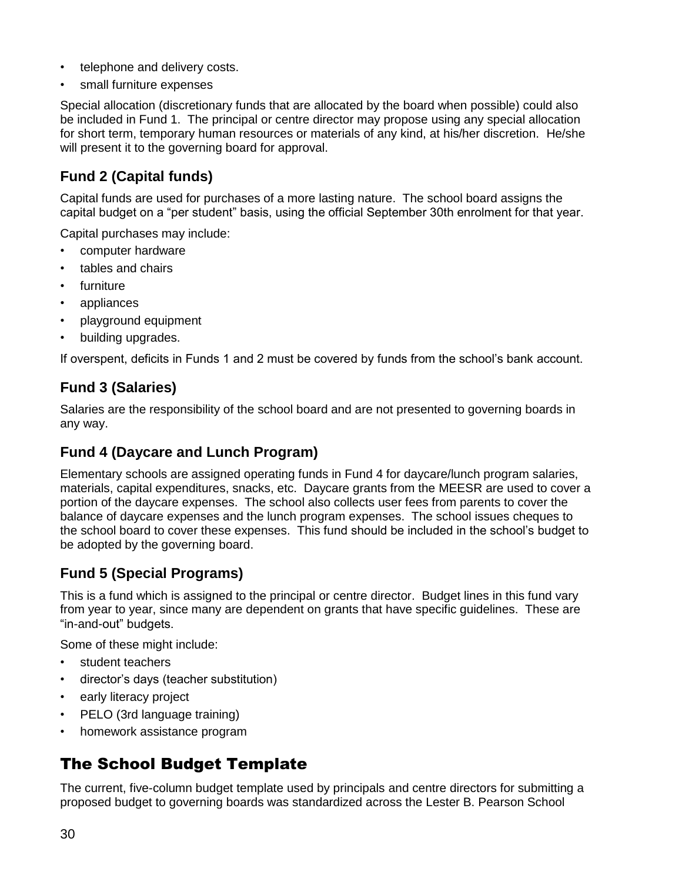- telephone and delivery costs.
- small furniture expenses

Special allocation (discretionary funds that are allocated by the board when possible) could also be included in Fund 1. The principal or centre director may propose using any special allocation for short term, temporary human resources or materials of any kind, at his/her discretion. He/she will present it to the governing board for approval.

### Fund 2 (Capital funds)

Capital funds are used for purchases of a more lasting nature. The school board assigns the capital budget on a "per student" basis, using the official September 30th enrolment for that year.

Capital purchases may include:

- computer hardware
- tables and chairs
- furniture
- appliances
- playground equipment
- building upgrades.

If overspent, deficits in Funds 1 and 2 must be covered by funds from the school's bank account.

### Fund 3 (Salaries)

Salaries are the responsibility of the school board and are not presented to governing boards in any way.

### Fund 4 (Daycare and Lunch Program)

Elementary schools are assigned operating funds in Fund 4 for daycare/lunch program salaries, materials, capital expenditures, snacks, etc. Daycare grants from the MEESR are used to cover a portion of the daycare expenses. The school also collects user fees from parents to cover the balance of daycare expenses and the lunch program expenses. The school issues cheques to the school board to cover these expenses. This fund should be included in the school's budget to be adopted by the governing board.

### Fund 5 (Special Programs)

This is a fund which is assigned to the principal or centre director. Budget lines in this fund vary from year to year, since many are dependent on grants that have specific guidelines. These are "in-and-out" budgets.

Some of these might include:

- student teachers
- director's days (teacher substitution)
- early literacy project
- PELO (3rd language training)
- homework assistance program

## The School Budget Template

The current, five-column budget template used by principals and centre directors for submitting a proposed budget to governing boards was standardized across the Lester B. Pearson School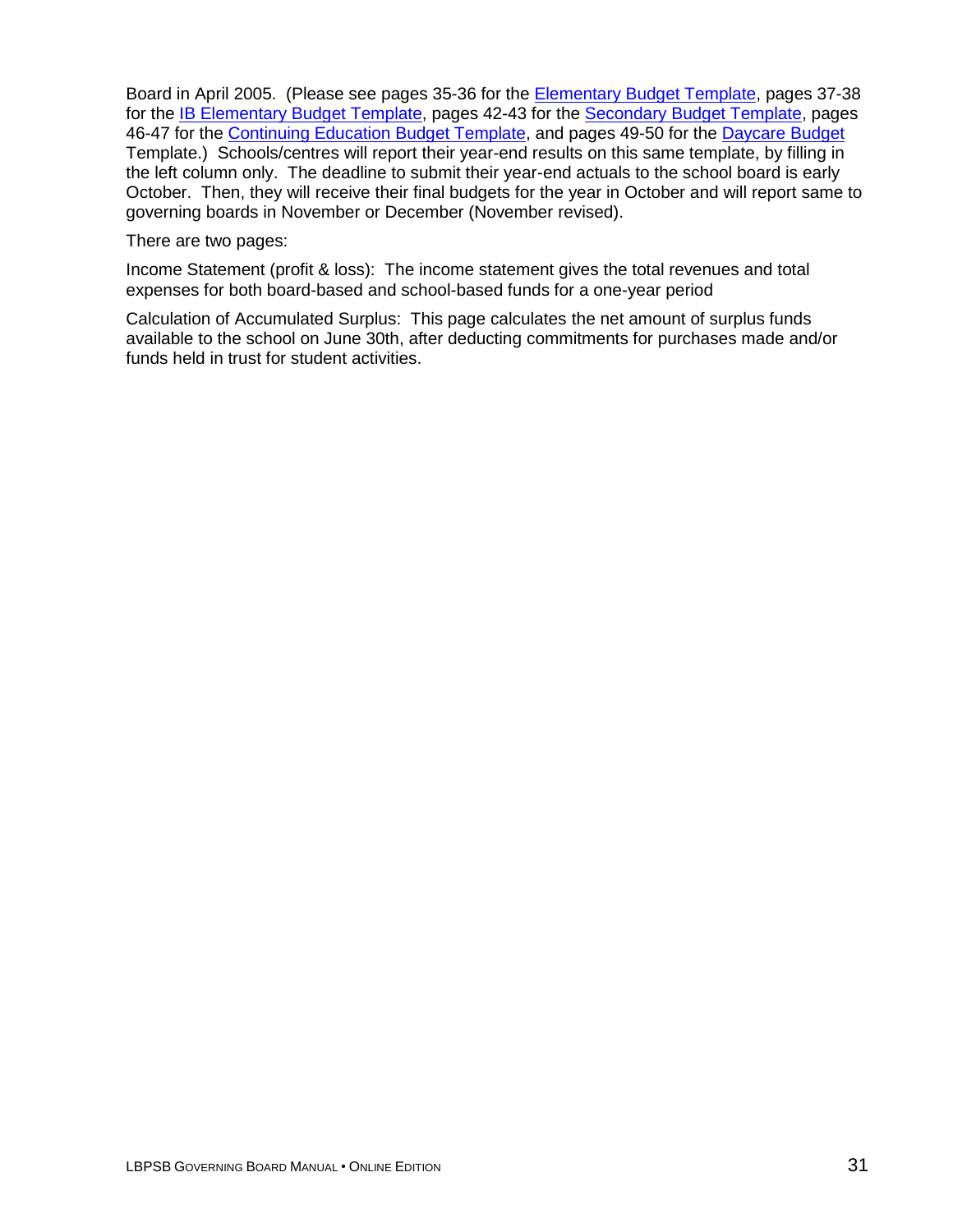Board in April 2005. (Please see pages 35-36 for the Elementary Budget Template, pages 37-38 for the IB Elementary Budget Template, pages 42-43 for the Secondary Budget Template, pages 46-47 for the Continuing Education Budget Template, and pages 49-50 for the Daycare Budget Template.) Schools/centres will report their year-end results on this same template, by filling in the left column only. The deadline to submit their year-end actuals to the school board is early October. Then, they will receive their final budgets for the year in October and will report same to governing boards in November or December (November revised).

There are two pages:

Income Statement (profit & loss): The income statement gives the total revenues and total expenses for both board-based and school-based funds for a one-year period

Calculation of Accumulated Surplus: This page calculates the net amount of surplus funds available to the school on June 30th, after deducting commitments for purchases made and/or funds held in trust for student activities.